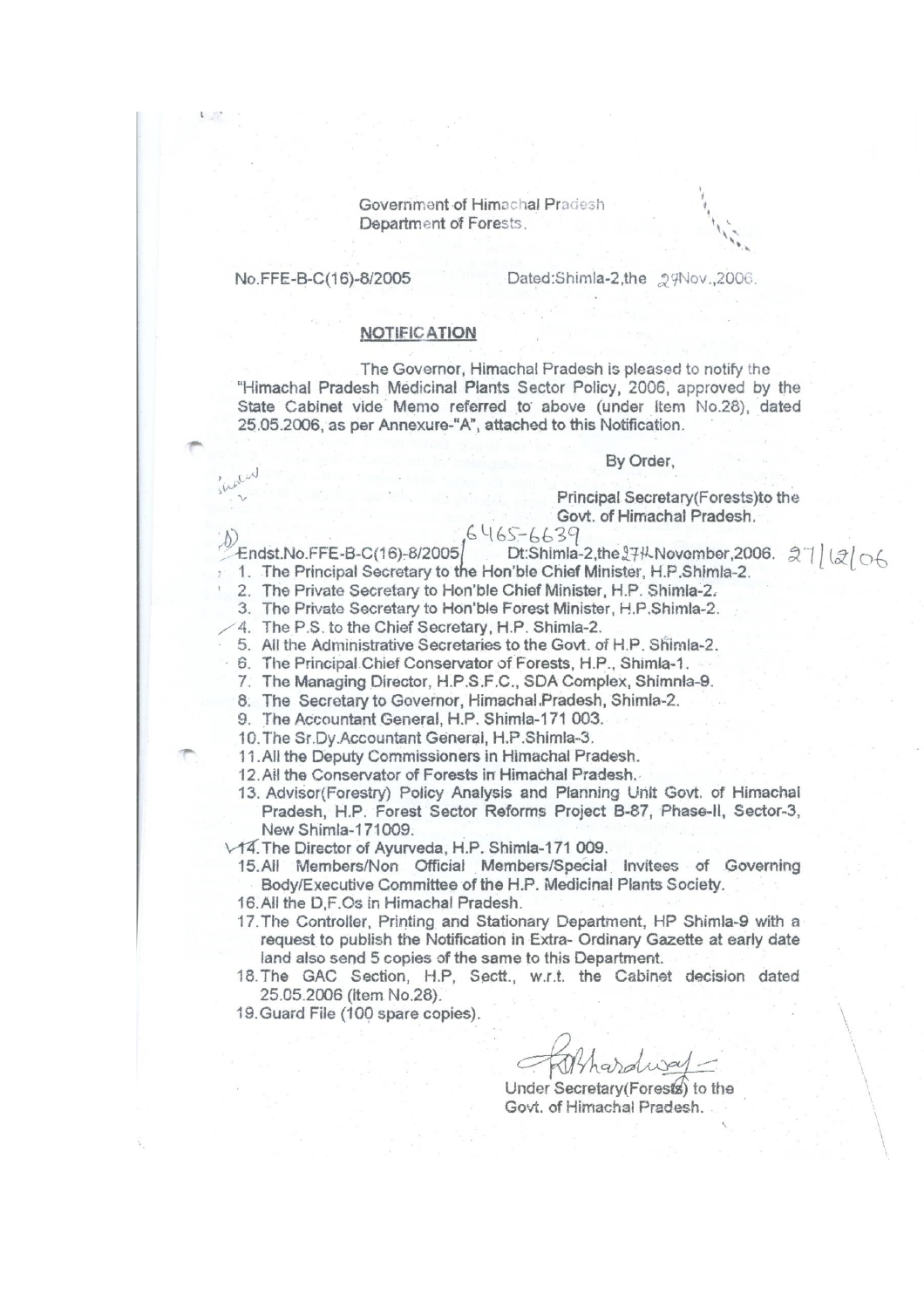Government of Himachal Pradesh
Department of Forests.

No.FFE-B-C(16)-8/2005 Dated:Shimla-2,the 29Nov.,2006.

**NOTIFICATION**

The Governor, Himachal Pradesh is pleased to notify the "Himachal Pradesh Medicinal Plants Sector Policy, 2006, approved by the State Cabinet vide Memo referred to above (under Item No.28), dated 25.05.2006, as per Annexure-"A", attached to this Notification.

By Order,

Principal Secretary(Forests)to the
Govt. of Himachal Pradesh.

Endst.No.FFE-B-C(16)-8/2005/ 6465-6639 Dt:Shimla-2,the 27th November,2006. 27/12/06

1. The Principal Secretary to the Hon'ble Chief Minister, H.P.Shimla-2.
2. The Private Secretary to Hon'ble Chief Minister, H.P. Shimla-2.
3. The Private Secretary to Hon'ble Forest Minister, H.P.Shimla-2.
4. The P.S. to the Chief Secretary, H.P. Shimla-2.
5. All the Administrative Secretaries to the Govt. of H.P. Shimla-2.
6. The Principal Chief Conservator of Forests, H.P., Shimla-1.
7. The Managing Director, H.P.S.F.C., SDA Complex, Shimnla-9.
8. The Secretary to Governor, Himachal Pradesh, Shimla-2.
9. The Accountant General, H.P. Shimla-171 003.
10. The Sr.Dy.Accountant General, H.P.Shimla-3.
11. All the Deputy Commissioners in Himachal Pradesh.
12. All the Conservator of Forests in Himachal Pradesh.
13. Advisor(Forestry) Policy Analysis and Planning Unit Govt. of Himachal Pradesh, H.P. Forest Sector Reforms Project B-87, Phase-II, Sector-3, New Shimla-171009.
14. The Director of Ayurveda, H.P. Shimla-171 009.
15. All Members/Non Official Members/Special Invitees of Governing Body/Executive Committee of the H.P. Medicinal Plants Society.
16. All the D.F.Os in Himachal Pradesh.
17. The Controller, Printing and Stationary Department, HP Shimla-9 with a request to publish the Notification in Extra- Ordinary Gazette at early date land also send 5 copies of the same to this Department.
18. The GAC Section, H.P. Sectt., w.r.t. the Cabinet decision dated 25.05.2006 (Item No.28).
19. Guard File (100 spare copies).

Bhardwaj

Under Secretary(Forests) to the
Govt. of Himachal Pradesh.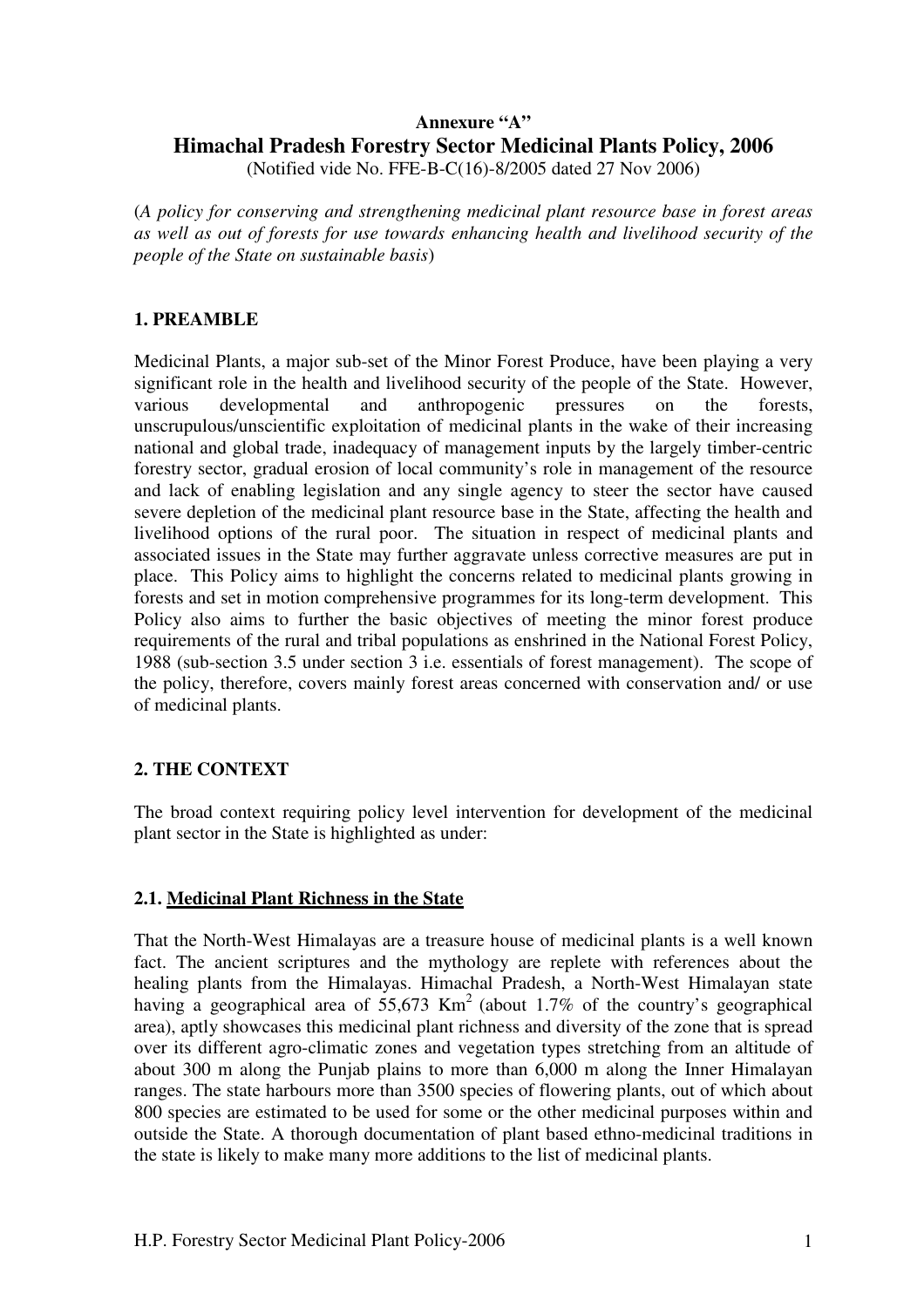**Annexure "A"**

# Himachal Pradesh Forestry Sector Medicinal Plants Policy, 2006

(Notified vide No. FFE-B-C(16)-8/2005 dated 27 Nov 2006)

(*A policy for conserving and strengthening medicinal plant resource base in forest areas as well as out of forests for use towards enhancing health and livelihood security of the people of the State on sustainable basis*)

## 1. PREAMBLE

Medicinal Plants, a major sub-set of the Minor Forest Produce, have been playing a very significant role in the health and livelihood security of the people of the State. However, various developmental and anthropogenic pressures on the forests, unscrupulous/unscientific exploitation of medicinal plants in the wake of their increasing national and global trade, inadequacy of management inputs by the largely timber-centric forestry sector, gradual erosion of local community's role in management of the resource and lack of enabling legislation and any single agency to steer the sector have caused severe depletion of the medicinal plant resource base in the State, affecting the health and livelihood options of the rural poor. The situation in respect of medicinal plants and associated issues in the State may further aggravate unless corrective measures are put in place. This Policy aims to highlight the concerns related to medicinal plants growing in forests and set in motion comprehensive programmes for its long-term development. This Policy also aims to further the basic objectives of meeting the minor forest produce requirements of the rural and tribal populations as enshrined in the National Forest Policy, 1988 (sub-section 3.5 under section 3 i.e. essentials of forest management). The scope of the policy, therefore, covers mainly forest areas concerned with conservation and/ or use of medicinal plants.

## 2. THE CONTEXT

The broad context requiring policy level intervention for development of the medicinal plant sector in the State is highlighted as under:

### 2.1. Medicinal Plant Richness in the State

That the North-West Himalayas are a treasure house of medicinal plants is a well known fact. The ancient scriptures and the mythology are replete with references about the healing plants from the Himalayas. Himachal Pradesh, a North-West Himalayan state having a geographical area of 55,673 $Km^2$ (about 1.7% of the country's geographical area), aptly showcases this medicinal plant richness and diversity of the zone that is spread over its different agro-climatic zones and vegetation types stretching from an altitude of about 300 m along the Punjab plains to more than 6,000 m along the Inner Himalayan ranges. The state harbours more than 3500 species of flowering plants, out of which about 800 species are estimated to be used for some or the other medicinal purposes within and outside the State. A thorough documentation of plant based ethno-medicinal traditions in the state is likely to make many more additions to the list of medicinal plants.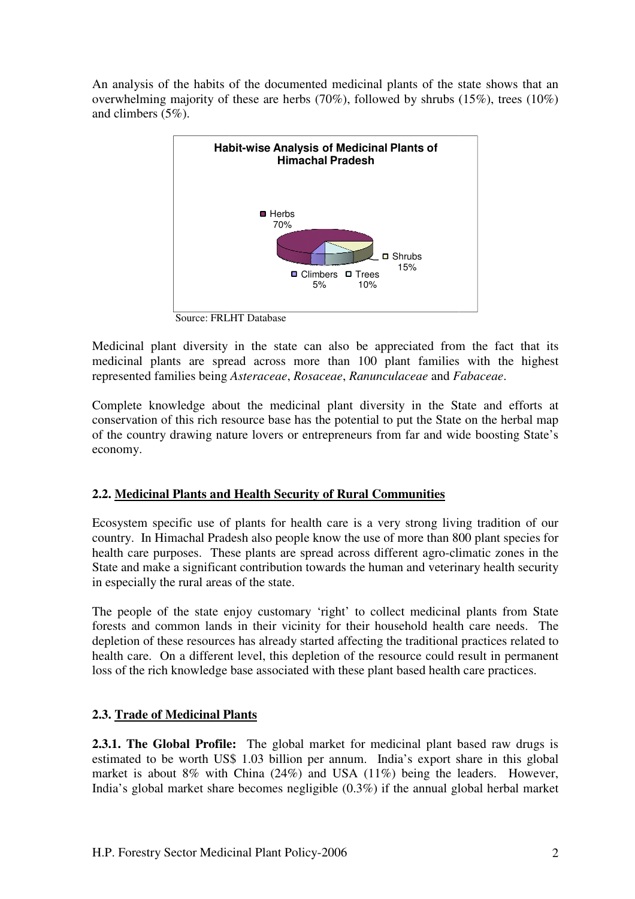An analysis of the habits of the documented medicinal plants of the state shows that an overwhelming majority of these are herbs (70%), followed by shrubs (15%), trees (10%) and climbers (5%).

**Habit-wise Analysis of Medicinal Plants of Himachal Pradesh**

Herbs 70%
Shrubs 15%
Climbers 5%
Trees 10%

Source: FRLHT Database

Medicinal plant diversity in the state can also be appreciated from the fact that its medicinal plants are spread across more than 100 plant families with the highest represented families being *Asteraceae*, *Rosaceae*, *Ranunculaceae* and *Fabaceae*.

Complete knowledge about the medicinal plant diversity in the State and efforts at conservation of this rich resource base has the potential to put the State on the herbal map of the country drawing nature lovers or entrepreneurs from far and wide boosting State's economy.

### 2.2. Medicinal Plants and Health Security of Rural Communities

Ecosystem specific use of plants for health care is a very strong living tradition of our country. In Himachal Pradesh also people know the use of more than 800 plant species for health care purposes. These plants are spread across different agro-climatic zones in the State and make a significant contribution towards the human and veterinary health security in especially the rural areas of the state.

The people of the state enjoy customary 'right' to collect medicinal plants from State forests and common lands in their vicinity for their household health care needs. The depletion of these resources has already started affecting the traditional practices related to health care. On a different level, this depletion of the resource could result in permanent loss of the rich knowledge base associated with these plant based health care practices.

### 2.3. Trade of Medicinal Plants

**2.3.1. The Global Profile:** The global market for medicinal plant based raw drugs is estimated to be worth US$ 1.03 billion per annum. India's export share in this global market is about 8% with China (24%) and USA (11%) being the leaders. However, India's global market share becomes negligible (0.3%) if the annual global herbal market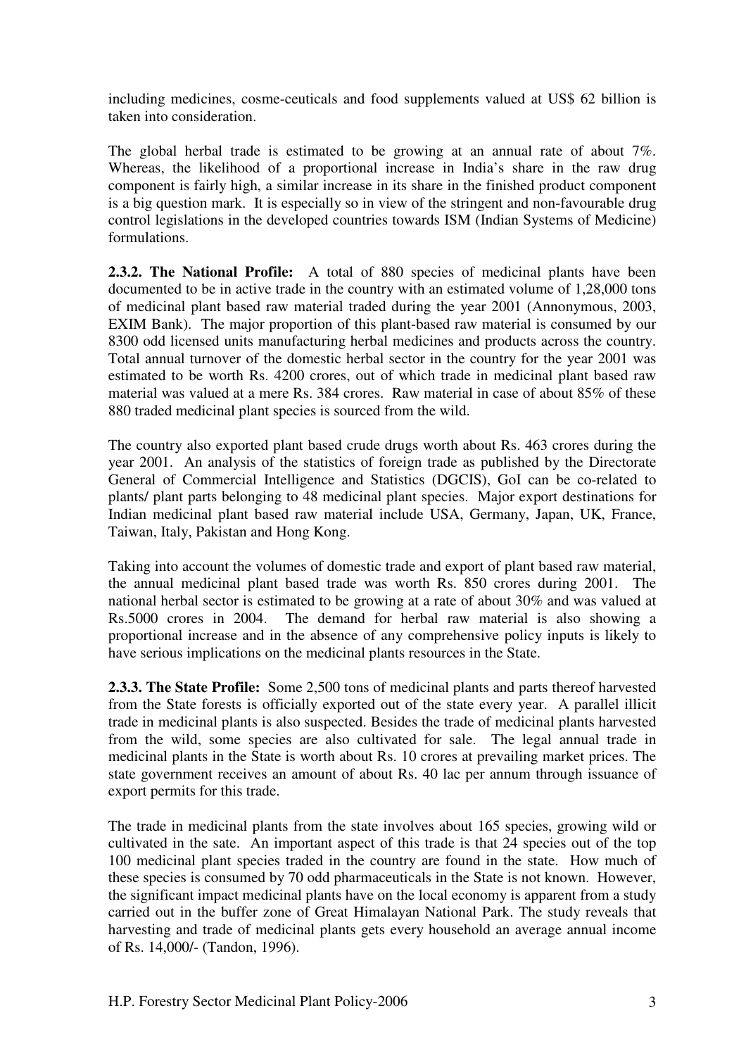including medicines, cosme-ceuticals and food supplements valued at US$ 62 billion is taken into consideration.

The global herbal trade is estimated to be growing at an annual rate of about 7%. Whereas, the likelihood of a proportional increase in India's share in the raw drug component is fairly high, a similar increase in its share in the finished product component is a big question mark. It is especially so in view of the stringent and non-favourable drug control legislations in the developed countries towards ISM (Indian Systems of Medicine) formulations.

**2.3.2. The National Profile:** A total of 880 species of medicinal plants have been documented to be in active trade in the country with an estimated volume of 1,28,000 tons of medicinal plant based raw material traded during the year 2001 (Annonymous, 2003, EXIM Bank). The major proportion of this plant-based raw material is consumed by our 8300 odd licensed units manufacturing herbal medicines and products across the country. Total annual turnover of the domestic herbal sector in the country for the year 2001 was estimated to be worth Rs. 4200 crores, out of which trade in medicinal plant based raw material was valued at a mere Rs. 384 crores. Raw material in case of about 85% of these 880 traded medicinal plant species is sourced from the wild.

The country also exported plant based crude drugs worth about Rs. 463 crores during the year 2001. An analysis of the statistics of foreign trade as published by the Directorate General of Commercial Intelligence and Statistics (DGCIS), GoI can be co-related to plants/ plant parts belonging to 48 medicinal plant species. Major export destinations for Indian medicinal plant based raw material include USA, Germany, Japan, UK, France, Taiwan, Italy, Pakistan and Hong Kong.

Taking into account the volumes of domestic trade and export of plant based raw material, the annual medicinal plant based trade was worth Rs. 850 crores during 2001. The national herbal sector is estimated to be growing at a rate of about 30% and was valued at Rs.5000 crores in 2004. The demand for herbal raw material is also showing a proportional increase and in the absence of any comprehensive policy inputs is likely to have serious implications on the medicinal plants resources in the State.

**2.3.3. The State Profile:** Some 2,500 tons of medicinal plants and parts thereof harvested from the State forests is officially exported out of the state every year. A parallel illicit trade in medicinal plants is also suspected. Besides the trade of medicinal plants harvested from the wild, some species are also cultivated for sale. The legal annual trade in medicinal plants in the State is worth about Rs. 10 crores at prevailing market prices. The state government receives an amount of about Rs. 40 lac per annum through issuance of export permits for this trade.

The trade in medicinal plants from the state involves about 165 species, growing wild or cultivated in the sate. An important aspect of this trade is that 24 species out of the top 100 medicinal plant species traded in the country are found in the state. How much of these species is consumed by 70 odd pharmaceuticals in the State is not known. However, the significant impact medicinal plants have on the local economy is apparent from a study carried out in the buffer zone of Great Himalayan National Park. The study reveals that harvesting and trade of medicinal plants gets every household an average annual income of Rs. 14,000/- (Tandon, 1996).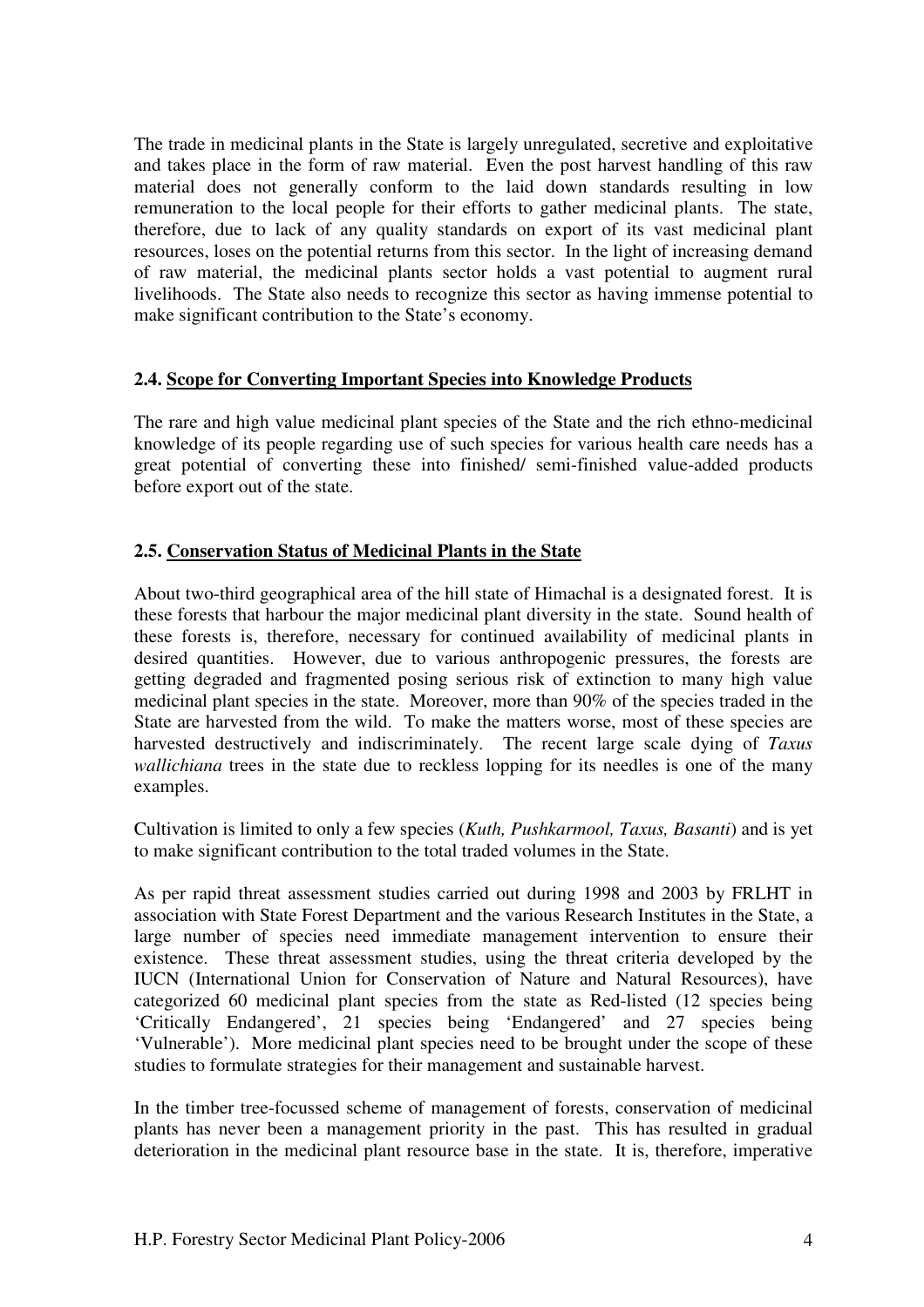The trade in medicinal plants in the State is largely unregulated, secretive and exploitative and takes place in the form of raw material. Even the post harvest handling of this raw material does not generally conform to the laid down standards resulting in low remuneration to the local people for their efforts to gather medicinal plants. The state, therefore, due to lack of any quality standards on export of its vast medicinal plant resources, loses on the potential returns from this sector. In the light of increasing demand of raw material, the medicinal plants sector holds a vast potential to augment rural livelihoods. The State also needs to recognize this sector as having immense potential to make significant contribution to the State's economy.

### 2.4. Scope for Converting Important Species into Knowledge Products

The rare and high value medicinal plant species of the State and the rich ethno-medicinal knowledge of its people regarding use of such species for various health care needs has a great potential of converting these into finished/ semi-finished value-added products before export out of the state.

### 2.5. Conservation Status of Medicinal Plants in the State

About two-third geographical area of the hill state of Himachal is a designated forest. It is these forests that harbour the major medicinal plant diversity in the state. Sound health of these forests is, therefore, necessary for continued availability of medicinal plants in desired quantities. However, due to various anthropogenic pressures, the forests are getting degraded and fragmented posing serious risk of extinction to many high value medicinal plant species in the state. Moreover, more than 90% of the species traded in the State are harvested from the wild. To make the matters worse, most of these species are harvested destructively and indiscriminately. The recent large scale dying of *Taxus wallichiana* trees in the state due to reckless lopping for its needles is one of the many examples.

Cultivation is limited to only a few species (*Kuth, Pushkarmool, Taxus, Basanti*) and is yet to make significant contribution to the total traded volumes in the State.

As per rapid threat assessment studies carried out during 1998 and 2003 by FRLHT in association with State Forest Department and the various Research Institutes in the State, a large number of species need immediate management intervention to ensure their existence. These threat assessment studies, using the threat criteria developed by the IUCN (International Union for Conservation of Nature and Natural Resources), have categorized 60 medicinal plant species from the state as Red-listed (12 species being 'Critically Endangered', 21 species being 'Endangered' and 27 species being 'Vulnerable'). More medicinal plant species need to be brought under the scope of these studies to formulate strategies for their management and sustainable harvest.

In the timber tree-focussed scheme of management of forests, conservation of medicinal plants has never been a management priority in the past. This has resulted in gradual deterioration in the medicinal plant resource base in the state. It is, therefore, imperative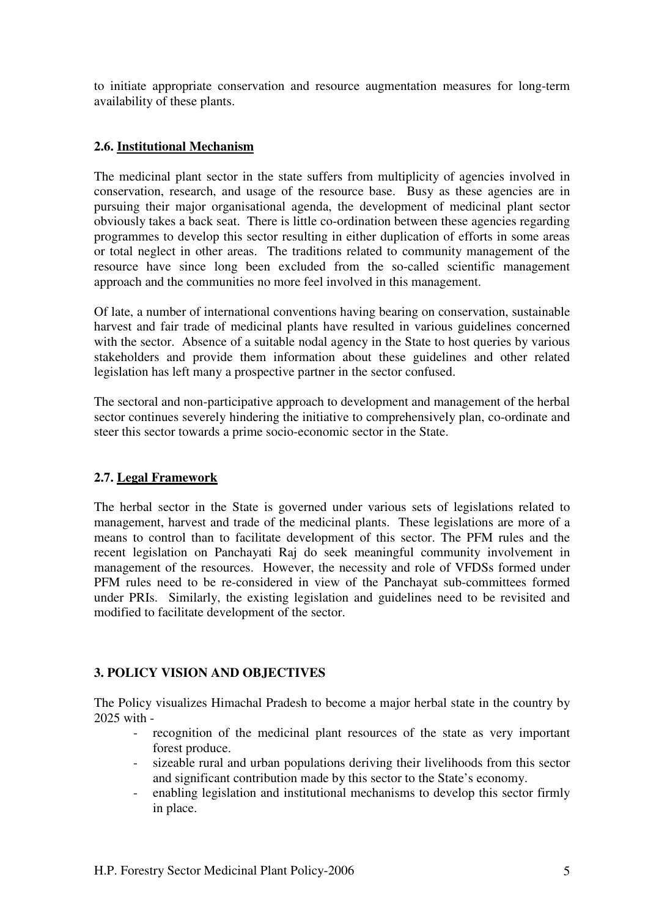to initiate appropriate conservation and resource augmentation measures for long-term availability of these plants.

### 2.6. Institutional Mechanism

The medicinal plant sector in the state suffers from multiplicity of agencies involved in conservation, research, and usage of the resource base. Busy as these agencies are in pursuing their major organisational agenda, the development of medicinal plant sector obviously takes a back seat. There is little co-ordination between these agencies regarding programmes to develop this sector resulting in either duplication of efforts in some areas or total neglect in other areas. The traditions related to community management of the resource have since long been excluded from the so-called scientific management approach and the communities no more feel involved in this management.

Of late, a number of international conventions having bearing on conservation, sustainable harvest and fair trade of medicinal plants have resulted in various guidelines concerned with the sector. Absence of a suitable nodal agency in the State to host queries by various stakeholders and provide them information about these guidelines and other related legislation has left many a prospective partner in the sector confused.

The sectoral and non-participative approach to development and management of the herbal sector continues severely hindering the initiative to comprehensively plan, co-ordinate and steer this sector towards a prime socio-economic sector in the State.

### 2.7. Legal Framework

The herbal sector in the State is governed under various sets of legislations related to management, harvest and trade of the medicinal plants. These legislations are more of a means to control than to facilitate development of this sector. The PFM rules and the recent legislation on Panchayati Raj do seek meaningful community involvement in management of the resources. However, the necessity and role of VFDSs formed under PFM rules need to be re-considered in view of the Panchayat sub-committees formed under PRIs. Similarly, the existing legislation and guidelines need to be revisited and modified to facilitate development of the sector.

## 3. POLICY VISION AND OBJECTIVES

The Policy visualizes Himachal Pradesh to become a major herbal state in the country by 2025 with -

- recognition of the medicinal plant resources of the state as very important forest produce.
- sizeable rural and urban populations deriving their livelihoods from this sector and significant contribution made by this sector to the State's economy.
- enabling legislation and institutional mechanisms to develop this sector firmly in place.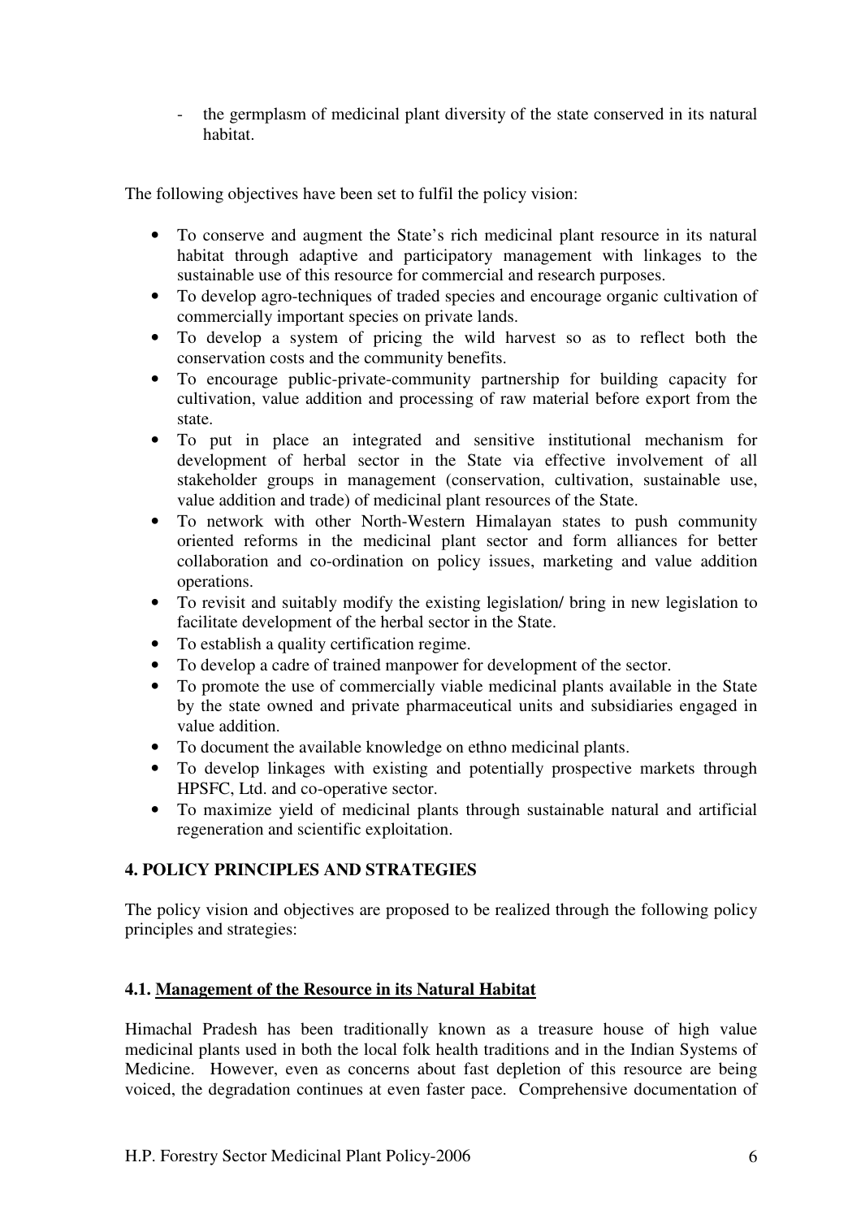- the germplasm of medicinal plant diversity of the state conserved in its natural habitat.

The following objectives have been set to fulfil the policy vision:

- To conserve and augment the State's rich medicinal plant resource in its natural habitat through adaptive and participatory management with linkages to the sustainable use of this resource for commercial and research purposes.
- To develop agro-techniques of traded species and encourage organic cultivation of commercially important species on private lands.
- To develop a system of pricing the wild harvest so as to reflect both the conservation costs and the community benefits.
- To encourage public-private-community partnership for building capacity for cultivation, value addition and processing of raw material before export from the state.
- To put in place an integrated and sensitive institutional mechanism for development of herbal sector in the State via effective involvement of all stakeholder groups in management (conservation, cultivation, sustainable use, value addition and trade) of medicinal plant resources of the State.
- To network with other North-Western Himalayan states to push community oriented reforms in the medicinal plant sector and form alliances for better collaboration and co-ordination on policy issues, marketing and value addition operations.
- To revisit and suitably modify the existing legislation/ bring in new legislation to facilitate development of the herbal sector in the State.
- To establish a quality certification regime.
- To develop a cadre of trained manpower for development of the sector.
- To promote the use of commercially viable medicinal plants available in the State by the state owned and private pharmaceutical units and subsidiaries engaged in value addition.
- To document the available knowledge on ethno medicinal plants.
- To develop linkages with existing and potentially prospective markets through HPSFC, Ltd. and co-operative sector.
- To maximize yield of medicinal plants through sustainable natural and artificial regeneration and scientific exploitation.

## 4. POLICY PRINCIPLES AND STRATEGIES

The policy vision and objectives are proposed to be realized through the following policy principles and strategies:

### 4.1. Management of the Resource in its Natural Habitat

Himachal Pradesh has been traditionally known as a treasure house of high value medicinal plants used in both the local folk health traditions and in the Indian Systems of Medicine. However, even as concerns about fast depletion of this resource are being voiced, the degradation continues at even faster pace. Comprehensive documentation of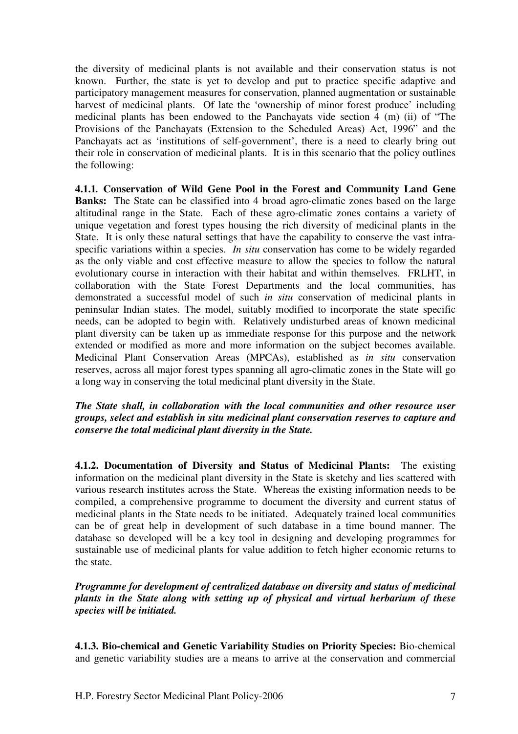the diversity of medicinal plants is not available and their conservation status is not known. Further, the state is yet to develop and put to practice specific adaptive and participatory management measures for conservation, planned augmentation or sustainable harvest of medicinal plants. Of late the 'ownership of minor forest produce' including medicinal plants has been endowed to the Panchayats vide section 4 (m) (ii) of "The Provisions of the Panchayats (Extension to the Scheduled Areas) Act, 1996" and the Panchayats act as 'institutions of self-government', there is a need to clearly bring out their role in conservation of medicinal plants. It is in this scenario that the policy outlines the following:

**4.1.1. Conservation of Wild Gene Pool in the Forest and Community Land Gene Banks:** The State can be classified into 4 broad agro-climatic zones based on the large altitudinal range in the State. Each of these agro-climatic zones contains a variety of unique vegetation and forest types housing the rich diversity of medicinal plants in the State. It is only these natural settings that have the capability to conserve the vast intra-specific variations within a species. *In situ* conservation has come to be widely regarded as the only viable and cost effective measure to allow the species to follow the natural evolutionary course in interaction with their habitat and within themselves. FRLHT, in collaboration with the State Forest Departments and the local communities, has demonstrated a successful model of such *in situ* conservation of medicinal plants in peninsular Indian states. The model, suitably modified to incorporate the state specific needs, can be adopted to begin with. Relatively undisturbed areas of known medicinal plant diversity can be taken up as immediate response for this purpose and the network extended or modified as more and more information on the subject becomes available. Medicinal Plant Conservation Areas (MPCAs), established as *in situ* conservation reserves, across all major forest types spanning all agro-climatic zones in the State will go a long way in conserving the total medicinal plant diversity in the State.

***The State shall, in collaboration with the local communities and other resource user groups, select and establish in situ medicinal plant conservation reserves to capture and conserve the total medicinal plant diversity in the State.***

**4.1.2. Documentation of Diversity and Status of Medicinal Plants:** The existing information on the medicinal plant diversity in the State is sketchy and lies scattered with various research institutes across the State. Whereas the existing information needs to be compiled, a comprehensive programme to document the diversity and current status of medicinal plants in the State needs to be initiated. Adequately trained local communities can be of great help in development of such database in a time bound manner. The database so developed will be a key tool in designing and developing programmes for sustainable use of medicinal plants for value addition to fetch higher economic returns to the state.

***Programme for development of centralized database on diversity and status of medicinal plants in the State along with setting up of physical and virtual herbarium of these species will be initiated.***

**4.1.3. Bio-chemical and Genetic Variability Studies on Priority Species:** Bio-chemical and genetic variability studies are a means to arrive at the conservation and commercial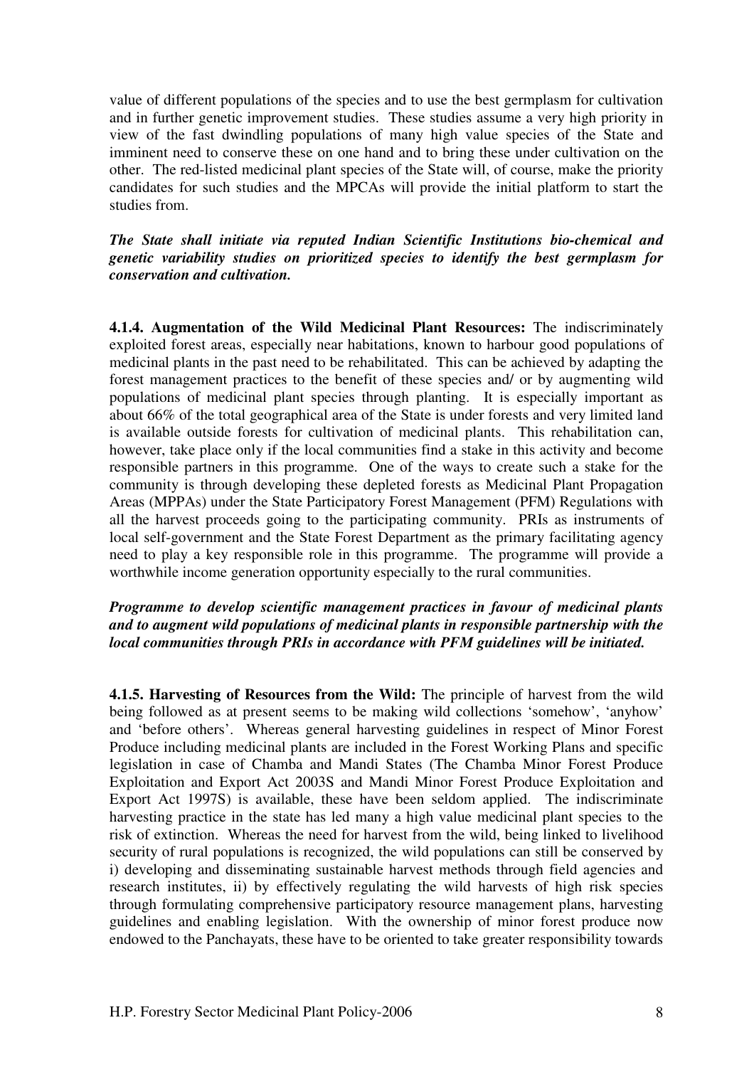value of different populations of the species and to use the best germplasm for cultivation and in further genetic improvement studies. These studies assume a very high priority in view of the fast dwindling populations of many high value species of the State and imminent need to conserve these on one hand and to bring these under cultivation on the other. The red-listed medicinal plant species of the State will, of course, make the priority candidates for such studies and the MPCAs will provide the initial platform to start the studies from.

***The State shall initiate via reputed Indian Scientific Institutions bio-chemical and genetic variability studies on prioritized species to identify the best germplasm for conservation and cultivation.***

**4.1.4. Augmentation of the Wild Medicinal Plant Resources:** The indiscriminately exploited forest areas, especially near habitations, known to harbour good populations of medicinal plants in the past need to be rehabilitated. This can be achieved by adapting the forest management practices to the benefit of these species and/ or by augmenting wild populations of medicinal plant species through planting. It is especially important as about 66% of the total geographical area of the State is under forests and very limited land is available outside forests for cultivation of medicinal plants. This rehabilitation can, however, take place only if the local communities find a stake in this activity and become responsible partners in this programme. One of the ways to create such a stake for the community is through developing these depleted forests as Medicinal Plant Propagation Areas (MPPAs) under the State Participatory Forest Management (PFM) Regulations with all the harvest proceeds going to the participating community. PRIs as instruments of local self-government and the State Forest Department as the primary facilitating agency need to play a key responsible role in this programme. The programme will provide a worthwhile income generation opportunity especially to the rural communities.

***Programme to develop scientific management practices in favour of medicinal plants and to augment wild populations of medicinal plants in responsible partnership with the local communities through PRIs in accordance with PFM guidelines will be initiated.***

**4.1.5. Harvesting of Resources from the Wild:** The principle of harvest from the wild being followed as at present seems to be making wild collections 'somehow', 'anyhow' and 'before others'. Whereas general harvesting guidelines in respect of Minor Forest Produce including medicinal plants are included in the Forest Working Plans and specific legislation in case of Chamba and Mandi States (The Chamba Minor Forest Produce Exploitation and Export Act 2003S and Mandi Minor Forest Produce Exploitation and Export Act 1997S) is available, these have been seldom applied. The indiscriminate harvesting practice in the state has led many a high value medicinal plant species to the risk of extinction. Whereas the need for harvest from the wild, being linked to livelihood security of rural populations is recognized, the wild populations can still be conserved by i) developing and disseminating sustainable harvest methods through field agencies and research institutes, ii) by effectively regulating the wild harvests of high risk species through formulating comprehensive participatory resource management plans, harvesting guidelines and enabling legislation. With the ownership of minor forest produce now endowed to the Panchayats, these have to be oriented to take greater responsibility towards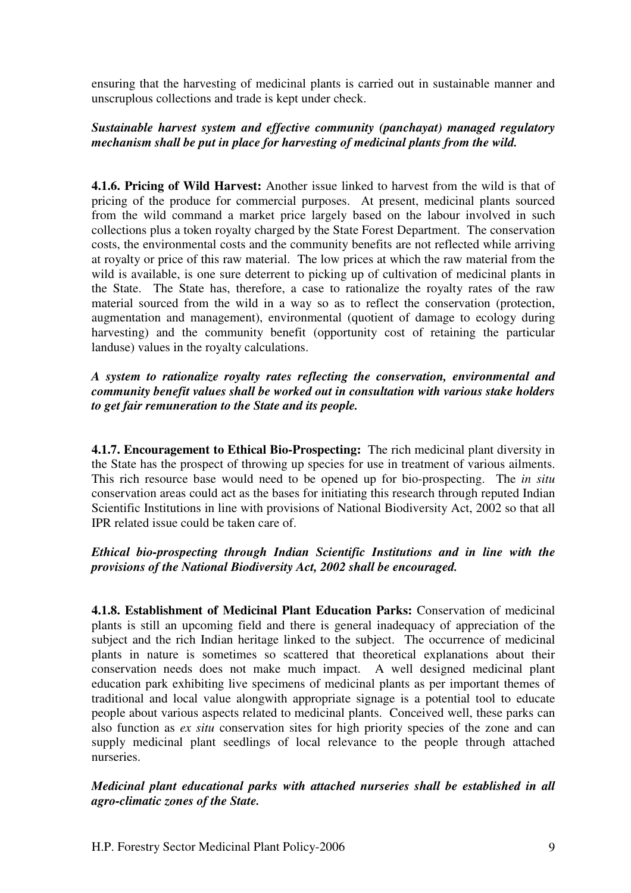ensuring that the harvesting of medicinal plants is carried out in sustainable manner and unscruplous collections and trade is kept under check.

***Sustainable harvest system and effective community (panchayat) managed regulatory mechanism shall be put in place for harvesting of medicinal plants from the wild.***

**4.1.6. Pricing of Wild Harvest:** Another issue linked to harvest from the wild is that of pricing of the produce for commercial purposes. At present, medicinal plants sourced from the wild command a market price largely based on the labour involved in such collections plus a token royalty charged by the State Forest Department. The conservation costs, the environmental costs and the community benefits are not reflected while arriving at royalty or price of this raw material. The low prices at which the raw material from the wild is available, is one sure deterrent to picking up of cultivation of medicinal plants in the State. The State has, therefore, a case to rationalize the royalty rates of the raw material sourced from the wild in a way so as to reflect the conservation (protection, augmentation and management), environmental (quotient of damage to ecology during harvesting) and the community benefit (opportunity cost of retaining the particular landuse) values in the royalty calculations.

***A system to rationalize royalty rates reflecting the conservation, environmental and community benefit values shall be worked out in consultation with various stake holders to get fair remuneration to the State and its people.***

**4.1.7. Encouragement to Ethical Bio-Prospecting:** The rich medicinal plant diversity in the State has the prospect of throwing up species for use in treatment of various ailments. This rich resource base would need to be opened up for bio-prospecting. The *in situ* conservation areas could act as the bases for initiating this research through reputed Indian Scientific Institutions in line with provisions of National Biodiversity Act, 2002 so that all IPR related issue could be taken care of.

***Ethical bio-prospecting through Indian Scientific Institutions and in line with the provisions of the National Biodiversity Act, 2002 shall be encouraged.***

**4.1.8. Establishment of Medicinal Plant Education Parks:** Conservation of medicinal plants is still an upcoming field and there is general inadequacy of appreciation of the subject and the rich Indian heritage linked to the subject. The occurrence of medicinal plants in nature is sometimes so scattered that theoretical explanations about their conservation needs does not make much impact. A well designed medicinal plant education park exhibiting live specimens of medicinal plants as per important themes of traditional and local value alongwith appropriate signage is a potential tool to educate people about various aspects related to medicinal plants. Conceived well, these parks can also function as *ex situ* conservation sites for high priority species of the zone and can supply medicinal plant seedlings of local relevance to the people through attached nurseries.

***Medicinal plant educational parks with attached nurseries shall be established in all agro-climatic zones of the State.***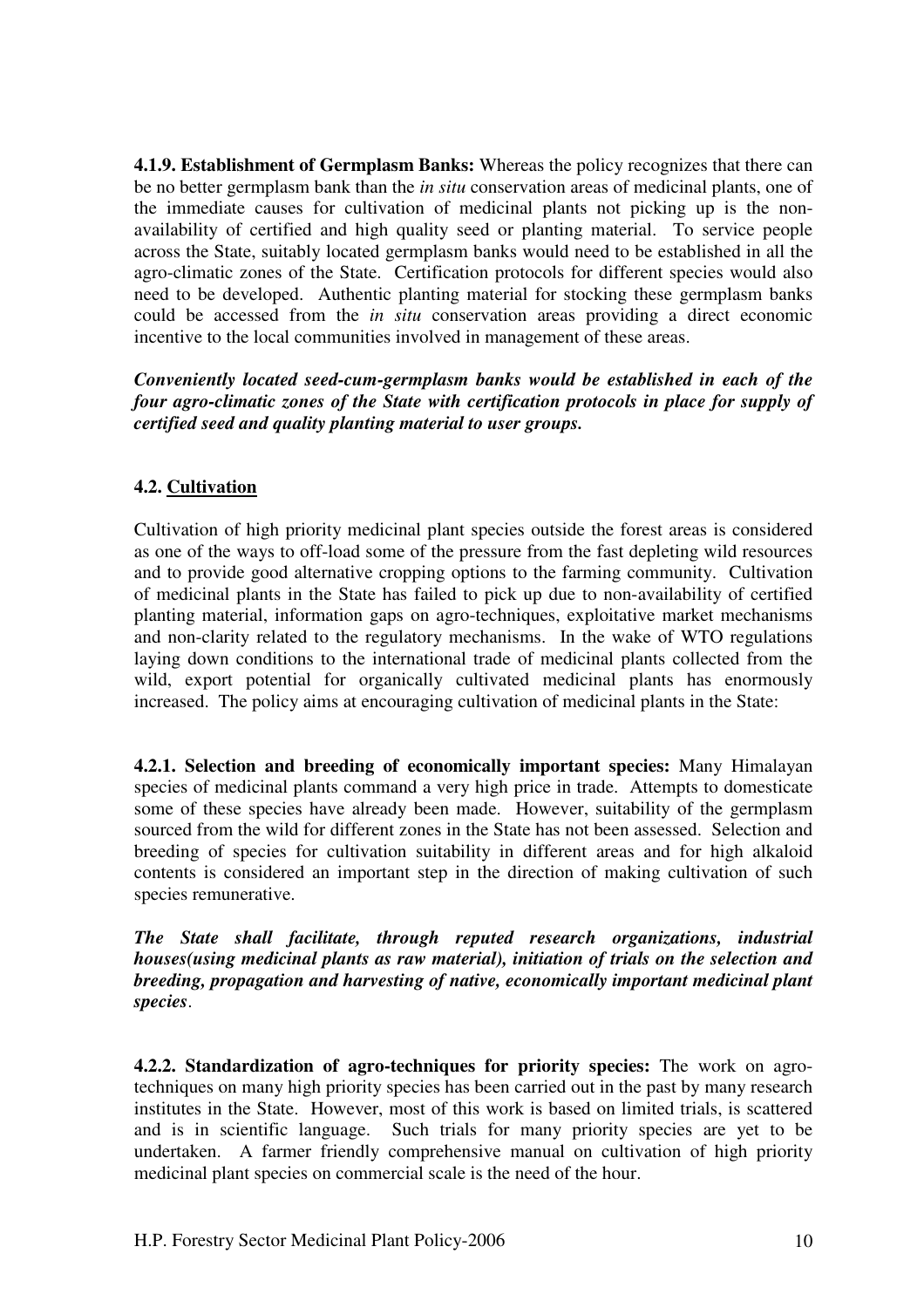**4.1.9. Establishment of Germplasm Banks:** Whereas the policy recognizes that there can be no better germplasm bank than the *in situ* conservation areas of medicinal plants, one of the immediate causes for cultivation of medicinal plants not picking up is the non-availability of certified and high quality seed or planting material. To service people across the State, suitably located germplasm banks would need to be established in all the agro-climatic zones of the State. Certification protocols for different species would also need to be developed. Authentic planting material for stocking these germplasm banks could be accessed from the *in situ* conservation areas providing a direct economic incentive to the local communities involved in management of these areas.

***Conveniently located seed-cum-germplasm banks would be established in each of the four agro-climatic zones of the State with certification protocols in place for supply of certified seed and quality planting material to user groups.***

## 4.2. Cultivation

Cultivation of high priority medicinal plant species outside the forest areas is considered as one of the ways to off-load some of the pressure from the fast depleting wild resources and to provide good alternative cropping options to the farming community. Cultivation of medicinal plants in the State has failed to pick up due to non-availability of certified planting material, information gaps on agro-techniques, exploitative market mechanisms and non-clarity related to the regulatory mechanisms. In the wake of WTO regulations laying down conditions to the international trade of medicinal plants collected from the wild, export potential for organically cultivated medicinal plants has enormously increased. The policy aims at encouraging cultivation of medicinal plants in the State:

**4.2.1. Selection and breeding of economically important species:** Many Himalayan species of medicinal plants command a very high price in trade. Attempts to domesticate some of these species have already been made. However, suitability of the germplasm sourced from the wild for different zones in the State has not been assessed. Selection and breeding of species for cultivation suitability in different areas and for high alkaloid contents is considered an important step in the direction of making cultivation of such species remunerative.

***The State shall facilitate, through reputed research organizations, industrial houses(using medicinal plants as raw material), initiation of trials on the selection and breeding, propagation and harvesting of native, economically important medicinal plant species*.**

**4.2.2. Standardization of agro-techniques for priority species:** The work on agro-techniques on many high priority species has been carried out in the past by many research institutes in the State. However, most of this work is based on limited trials, is scattered and is in scientific language. Such trials for many priority species are yet to be undertaken. A farmer friendly comprehensive manual on cultivation of high priority medicinal plant species on commercial scale is the need of the hour.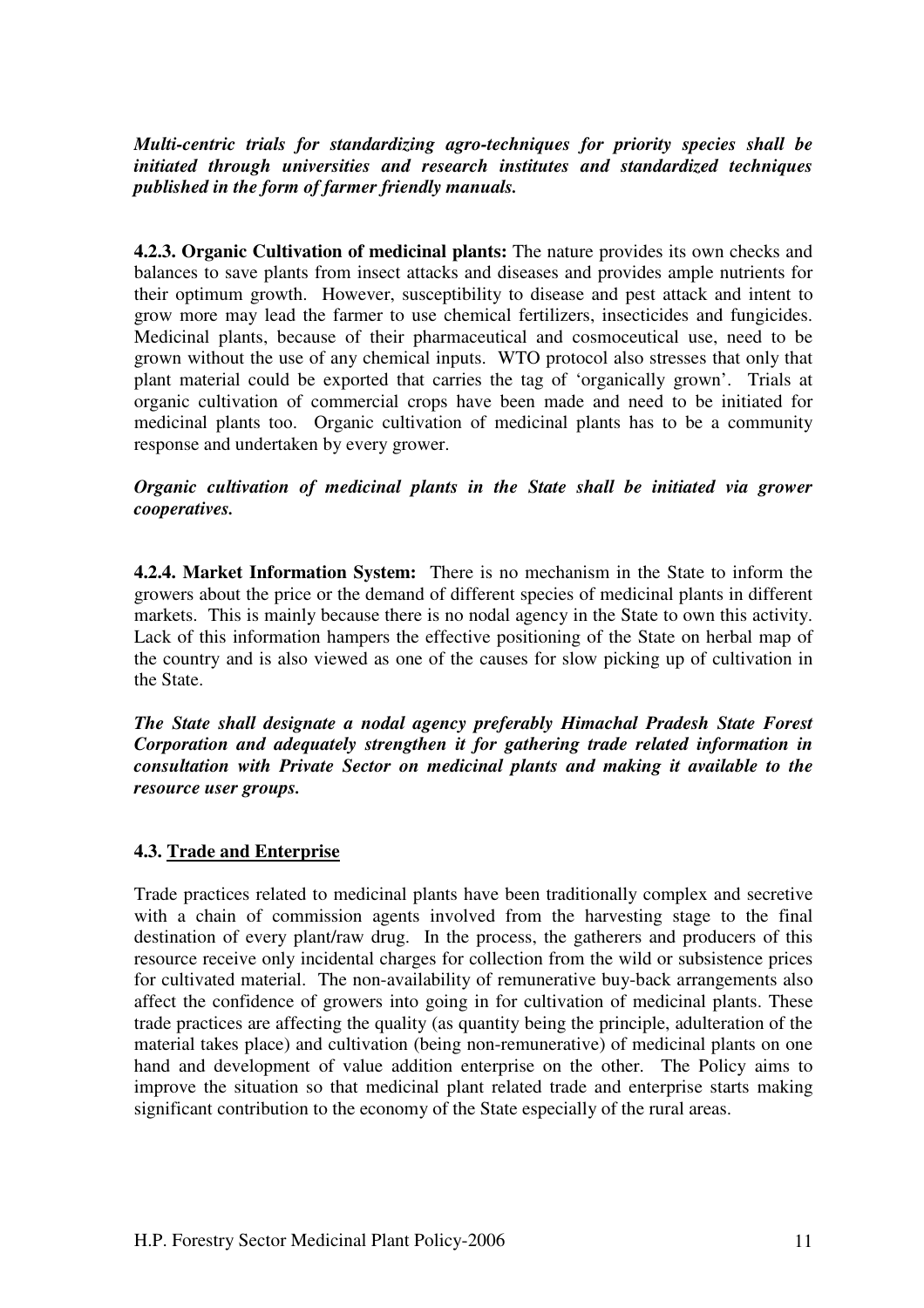***Multi-centric trials for standardizing agro-techniques for priority species shall be initiated through universities and research institutes and standardized techniques published in the form of farmer friendly manuals.***

**4.2.3. Organic Cultivation of medicinal plants:** The nature provides its own checks and balances to save plants from insect attacks and diseases and provides ample nutrients for their optimum growth. However, susceptibility to disease and pest attack and intent to grow more may lead the farmer to use chemical fertilizers, insecticides and fungicides. Medicinal plants, because of their pharmaceutical and cosmoceutical use, need to be grown without the use of any chemical inputs. WTO protocol also stresses that only that plant material could be exported that carries the tag of 'organically grown'. Trials at organic cultivation of commercial crops have been made and need to be initiated for medicinal plants too. Organic cultivation of medicinal plants has to be a community response and undertaken by every grower.

***Organic cultivation of medicinal plants in the State shall be initiated via grower cooperatives.***

**4.2.4. Market Information System:** There is no mechanism in the State to inform the growers about the price or the demand of different species of medicinal plants in different markets. This is mainly because there is no nodal agency in the State to own this activity. Lack of this information hampers the effective positioning of the State on herbal map of the country and is also viewed as one of the causes for slow picking up of cultivation in the State.

***The State shall designate a nodal agency preferably Himachal Pradesh State Forest Corporation and adequately strengthen it for gathering trade related information in consultation with Private Sector on medicinal plants and making it available to the resource user groups.***

### 4.3. Trade and Enterprise

Trade practices related to medicinal plants have been traditionally complex and secretive with a chain of commission agents involved from the harvesting stage to the final destination of every plant/raw drug. In the process, the gatherers and producers of this resource receive only incidental charges for collection from the wild or subsistence prices for cultivated material. The non-availability of remunerative buy-back arrangements also affect the confidence of growers into going in for cultivation of medicinal plants. These trade practices are affecting the quality (as quantity being the principle, adulteration of the material takes place) and cultivation (being non-remunerative) of medicinal plants on one hand and development of value addition enterprise on the other. The Policy aims to improve the situation so that medicinal plant related trade and enterprise starts making significant contribution to the economy of the State especially of the rural areas.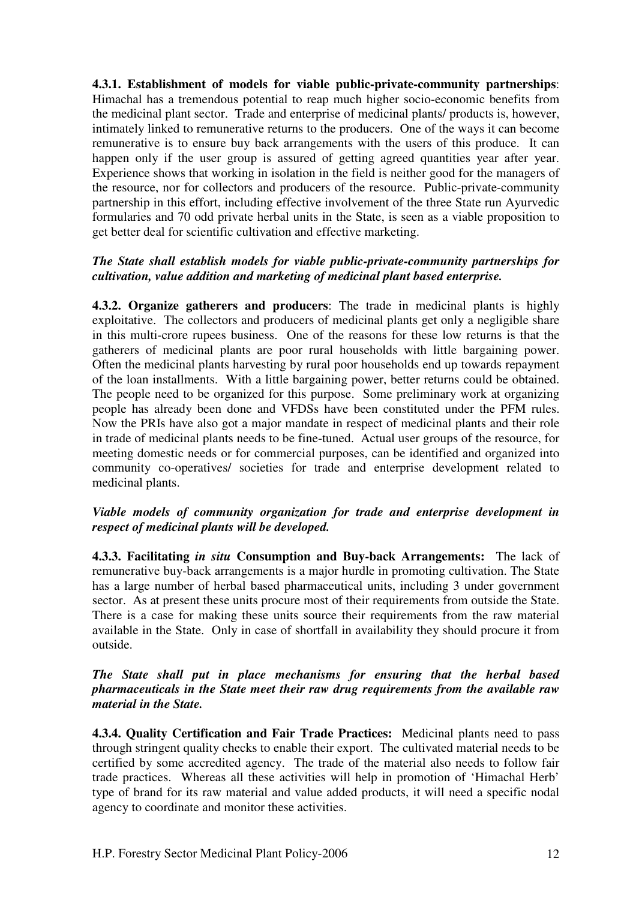**4.3.1. Establishment of models for viable public-private-community partnerships**: Himachal has a tremendous potential to reap much higher socio-economic benefits from the medicinal plant sector. Trade and enterprise of medicinal plants/ products is, however, intimately linked to remunerative returns to the producers. One of the ways it can become remunerative is to ensure buy back arrangements with the users of this produce. It can happen only if the user group is assured of getting agreed quantities year after year. Experience shows that working in isolation in the field is neither good for the managers of the resource, nor for collectors and producers of the resource. Public-private-community partnership in this effort, including effective involvement of the three State run Ayurvedic formularies and 70 odd private herbal units in the State, is seen as a viable proposition to get better deal for scientific cultivation and effective marketing.

***The State shall establish models for viable public-private-community partnerships for cultivation, value addition and marketing of medicinal plant based enterprise.***

**4.3.2. Organize gatherers and producers**: The trade in medicinal plants is highly exploitative. The collectors and producers of medicinal plants get only a negligible share in this multi-crore rupees business. One of the reasons for these low returns is that the gatherers of medicinal plants are poor rural households with little bargaining power. Often the medicinal plants harvesting by rural poor households end up towards repayment of the loan installments. With a little bargaining power, better returns could be obtained. The people need to be organized for this purpose. Some preliminary work at organizing people has already been done and VFDSs have been constituted under the PFM rules. Now the PRIs have also got a major mandate in respect of medicinal plants and their role in trade of medicinal plants needs to be fine-tuned. Actual user groups of the resource, for meeting domestic needs or for commercial purposes, can be identified and organized into community co-operatives/ societies for trade and enterprise development related to medicinal plants.

***Viable models of community organization for trade and enterprise development in respect of medicinal plants will be developed.***

**4.3.3. Facilitating *in situ* Consumption and Buy-back Arrangements:** The lack of remunerative buy-back arrangements is a major hurdle in promoting cultivation. The State has a large number of herbal based pharmaceutical units, including 3 under government sector. As at present these units procure most of their requirements from outside the State. There is a case for making these units source their requirements from the raw material available in the State. Only in case of shortfall in availability they should procure it from outside.

***The State shall put in place mechanisms for ensuring that the herbal based pharmaceuticals in the State meet their raw drug requirements from the available raw material in the State.***

**4.3.4. Quality Certification and Fair Trade Practices:** Medicinal plants need to pass through stringent quality checks to enable their export. The cultivated material needs to be certified by some accredited agency. The trade of the material also needs to follow fair trade practices. Whereas all these activities will help in promotion of 'Himachal Herb' type of brand for its raw material and value added products, it will need a specific nodal agency to coordinate and monitor these activities.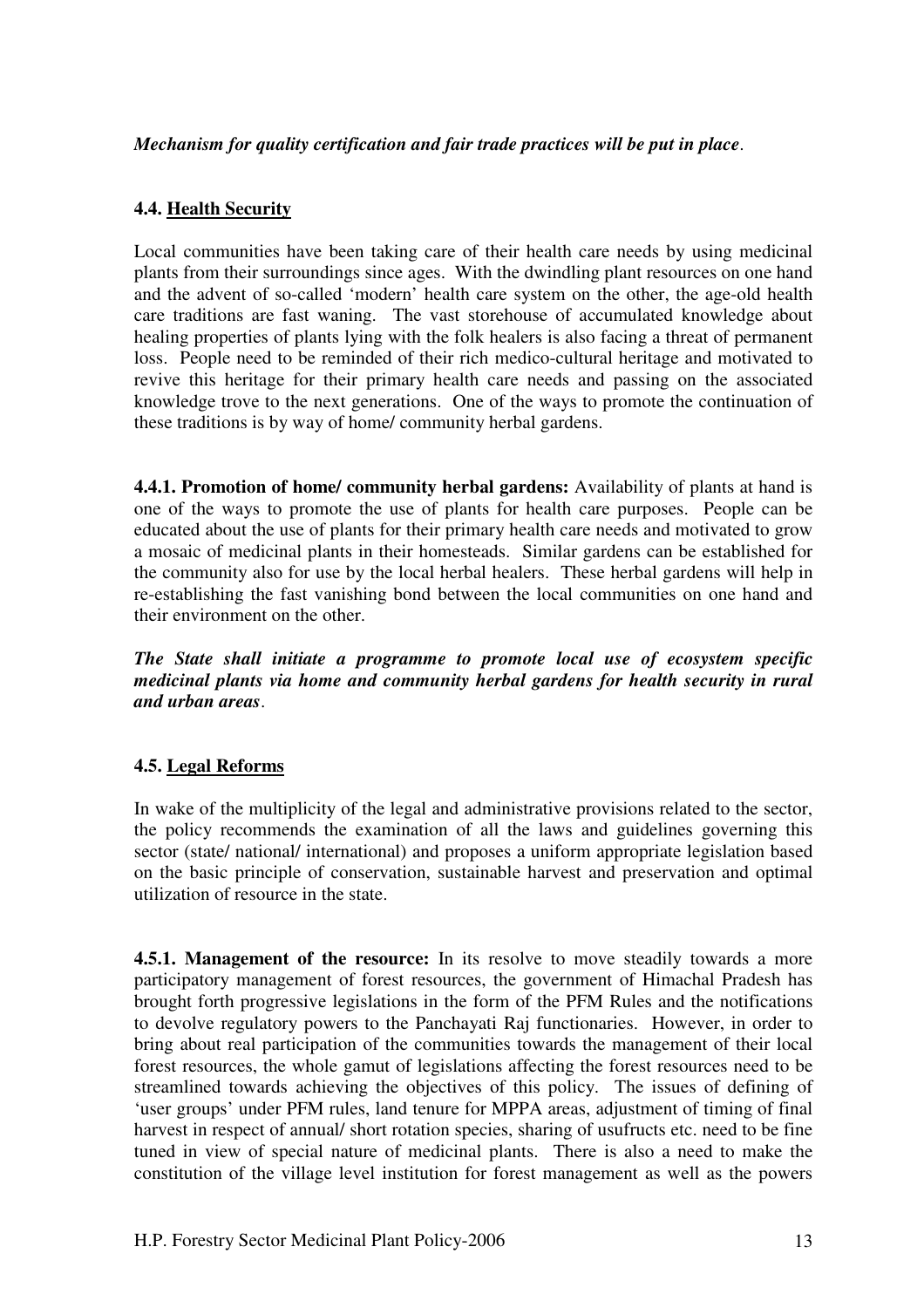***Mechanism for quality certification and fair trade practices will be put in place**.*

### 4.4. <u>Health Security</u>

Local communities have been taking care of their health care needs by using medicinal plants from their surroundings since ages. With the dwindling plant resources on one hand and the advent of so-called 'modern' health care system on the other, the age-old health care traditions are fast waning. The vast storehouse of accumulated knowledge about healing properties of plants lying with the folk healers is also facing a threat of permanent loss. People need to be reminded of their rich medico-cultural heritage and motivated to revive this heritage for their primary health care needs and passing on the associated knowledge trove to the next generations. One of the ways to promote the continuation of these traditions is by way of home/ community herbal gardens.

**4.4.1. Promotion of home/ community herbal gardens:** Availability of plants at hand is one of the ways to promote the use of plants for health care purposes. People can be educated about the use of plants for their primary health care needs and motivated to grow a mosaic of medicinal plants in their homesteads. Similar gardens can be established for the community also for use by the local herbal healers. These herbal gardens will help in re-establishing the fast vanishing bond between the local communities on one hand and their environment on the other.

***The State shall initiate a programme to promote local use of ecosystem specific medicinal plants via home and community herbal gardens for health security in rural and urban areas**.*

### 4.5. <u>Legal Reforms</u>

In wake of the multiplicity of the legal and administrative provisions related to the sector, the policy recommends the examination of all the laws and guidelines governing this sector (state/ national/ international) and proposes a uniform appropriate legislation based on the basic principle of conservation, sustainable harvest and preservation and optimal utilization of resource in the state.

**4.5.1. Management of the resource:** In its resolve to move steadily towards a more participatory management of forest resources, the government of Himachal Pradesh has brought forth progressive legislations in the form of the PFM Rules and the notifications to devolve regulatory powers to the Panchayati Raj functionaries. However, in order to bring about real participation of the communities towards the management of their local forest resources, the whole gamut of legislations affecting the forest resources need to be streamlined towards achieving the objectives of this policy. The issues of defining of 'user groups' under PFM rules, land tenure for MPPA areas, adjustment of timing of final harvest in respect of annual/ short rotation species, sharing of usufructs etc. need to be fine tuned in view of special nature of medicinal plants. There is also a need to make the constitution of the village level institution for forest management as well as the powers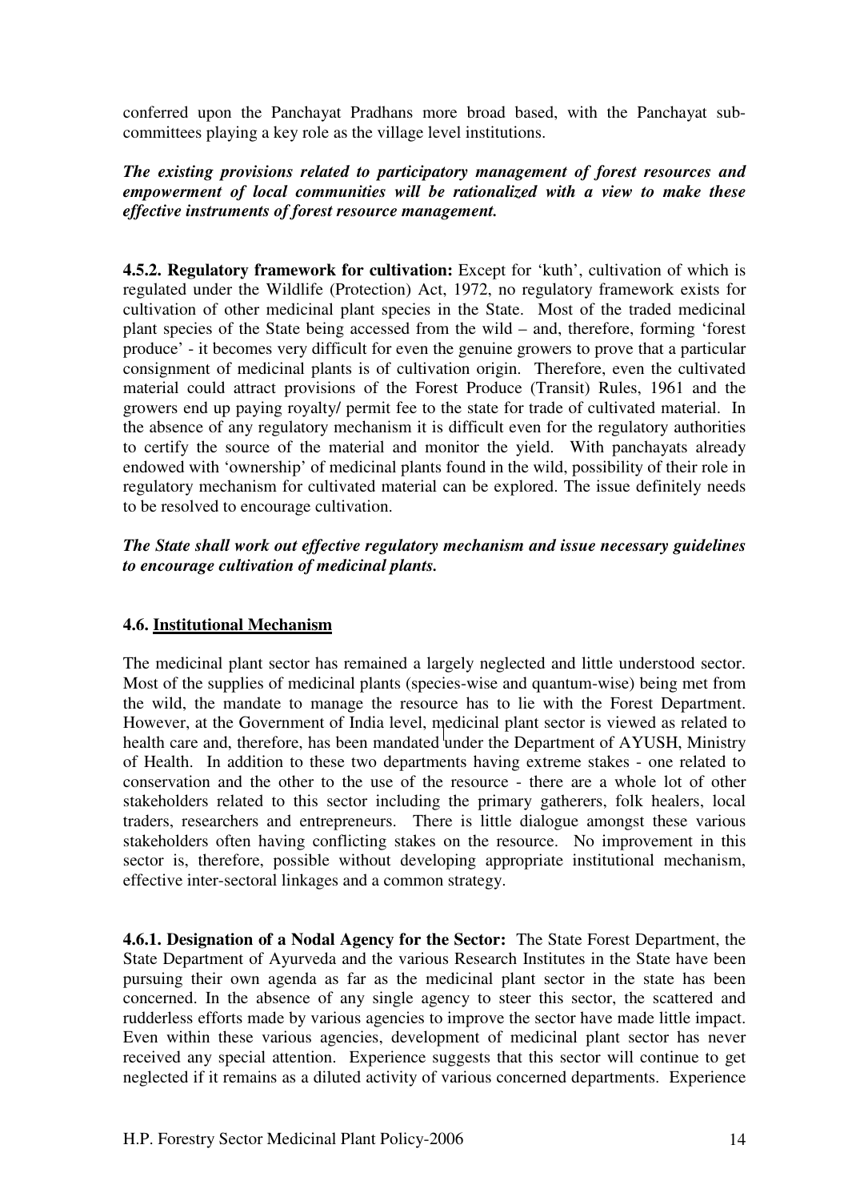conferred upon the Panchayat Pradhans more broad based, with the Panchayat sub-committees playing a key role as the village level institutions.

***The existing provisions related to participatory management of forest resources and empowerment of local communities will be rationalized with a view to make these effective instruments of forest resource management.***

**4.5.2. Regulatory framework for cultivation:** Except for 'kuth', cultivation of which is regulated under the Wildlife (Protection) Act, 1972, no regulatory framework exists for cultivation of other medicinal plant species in the State. Most of the traded medicinal plant species of the State being accessed from the wild – and, therefore, forming 'forest produce' - it becomes very difficult for even the genuine growers to prove that a particular consignment of medicinal plants is of cultivation origin. Therefore, even the cultivated material could attract provisions of the Forest Produce (Transit) Rules, 1961 and the growers end up paying royalty/ permit fee to the state for trade of cultivated material. In the absence of any regulatory mechanism it is difficult even for the regulatory authorities to certify the source of the material and monitor the yield. With panchayats already endowed with 'ownership' of medicinal plants found in the wild, possibility of their role in regulatory mechanism for cultivated material can be explored. The issue definitely needs to be resolved to encourage cultivation.

***The State shall work out effective regulatory mechanism and issue necessary guidelines to encourage cultivation of medicinal plants.***

### 4.6. Institutional Mechanism

The medicinal plant sector has remained a largely neglected and little understood sector. Most of the supplies of medicinal plants (species-wise and quantum-wise) being met from the wild, the mandate to manage the resource has to lie with the Forest Department. However, at the Government of India level, medicinal plant sector is viewed as related to health care and, therefore, has been mandated under the Department of AYUSH, Ministry of Health. In addition to these two departments having extreme stakes - one related to conservation and the other to the use of the resource - there are a whole lot of other stakeholders related to this sector including the primary gatherers, folk healers, local traders, researchers and entrepreneurs. There is little dialogue amongst these various stakeholders often having conflicting stakes on the resource. No improvement in this sector is, therefore, possible without developing appropriate institutional mechanism, effective inter-sectoral linkages and a common strategy.

**4.6.1. Designation of a Nodal Agency for the Sector:** The State Forest Department, the State Department of Ayurveda and the various Research Institutes in the State have been pursuing their own agenda as far as the medicinal plant sector in the state has been concerned. In the absence of any single agency to steer this sector, the scattered and rudderless efforts made by various agencies to improve the sector have made little impact. Even within these various agencies, development of medicinal plant sector has never received any special attention. Experience suggests that this sector will continue to get neglected if it remains as a diluted activity of various concerned departments. Experience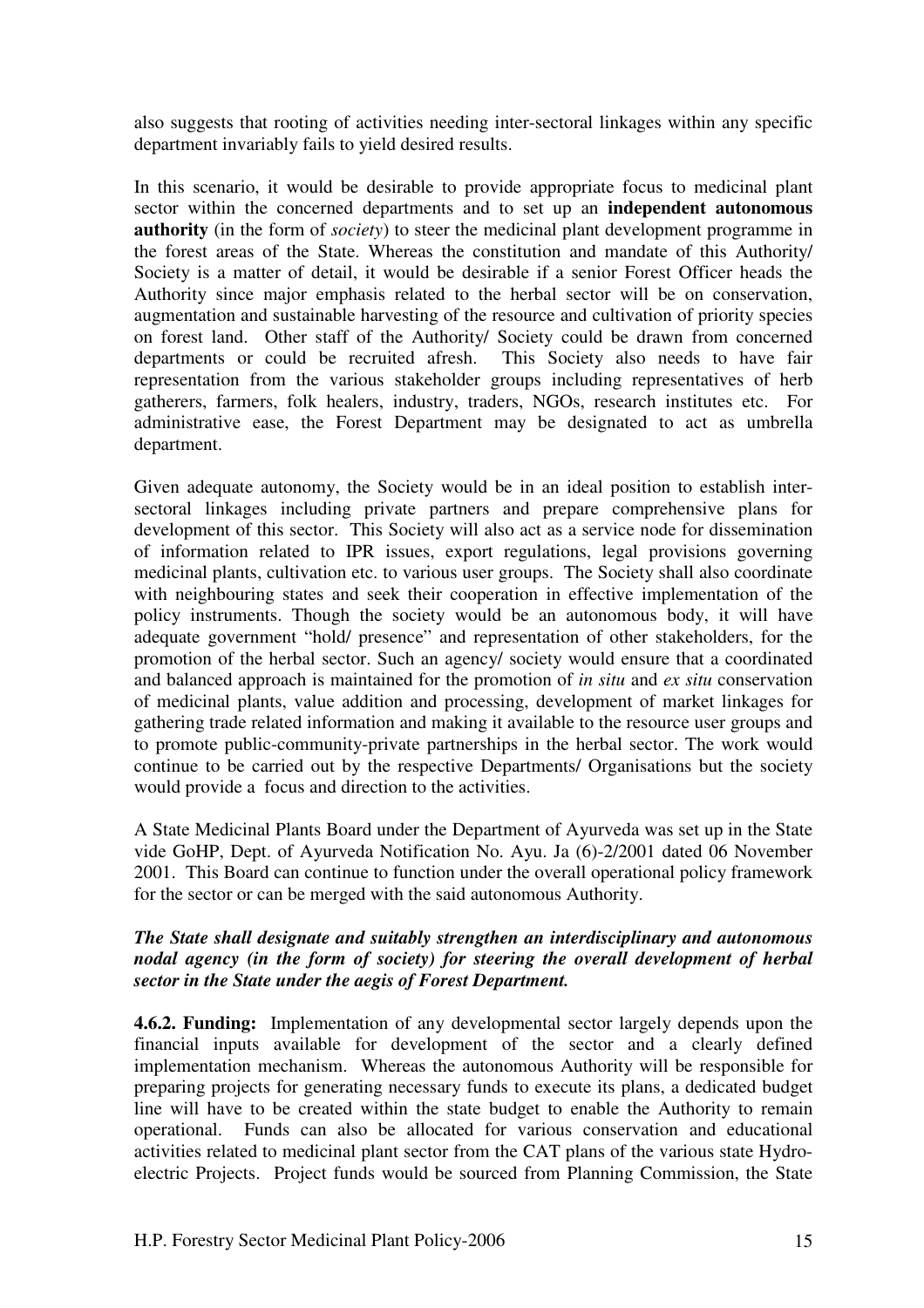also suggests that rooting of activities needing inter-sectoral linkages within any specific department invariably fails to yield desired results.

In this scenario, it would be desirable to provide appropriate focus to medicinal plant sector within the concerned departments and to set up an **independent autonomous authority** (in the form of *society*) to steer the medicinal plant development programme in the forest areas of the State. Whereas the constitution and mandate of this Authority/ Society is a matter of detail, it would be desirable if a senior Forest Officer heads the Authority since major emphasis related to the herbal sector will be on conservation, augmentation and sustainable harvesting of the resource and cultivation of priority species on forest land. Other staff of the Authority/ Society could be drawn from concerned departments or could be recruited afresh. This Society also needs to have fair representation from the various stakeholder groups including representatives of herb gatherers, farmers, folk healers, industry, traders, NGOs, research institutes etc. For administrative ease, the Forest Department may be designated to act as umbrella department.

Given adequate autonomy, the Society would be in an ideal position to establish inter-sectoral linkages including private partners and prepare comprehensive plans for development of this sector. This Society will also act as a service node for dissemination of information related to IPR issues, export regulations, legal provisions governing medicinal plants, cultivation etc. to various user groups. The Society shall also coordinate with neighbouring states and seek their cooperation in effective implementation of the policy instruments. Though the society would be an autonomous body, it will have adequate government "hold/ presence" and representation of other stakeholders, for the promotion of the herbal sector. Such an agency/ society would ensure that a coordinated and balanced approach is maintained for the promotion of *in situ* and *ex situ* conservation of medicinal plants, value addition and processing, development of market linkages for gathering trade related information and making it available to the resource user groups and to promote public-community-private partnerships in the herbal sector. The work would continue to be carried out by the respective Departments/ Organisations but the society would provide a focus and direction to the activities.

A State Medicinal Plants Board under the Department of Ayurveda was set up in the State vide GoHP, Dept. of Ayurveda Notification No. Ayu. Ja (6)-2/2001 dated 06 November 2001. This Board can continue to function under the overall operational policy framework for the sector or can be merged with the said autonomous Authority.

***The State shall designate and suitably strengthen an interdisciplinary and autonomous nodal agency (in the form of society) for steering the overall development of herbal sector in the State under the aegis of Forest Department.***

**4.6.2. Funding:** Implementation of any developmental sector largely depends upon the financial inputs available for development of the sector and a clearly defined implementation mechanism. Whereas the autonomous Authority will be responsible for preparing projects for generating necessary funds to execute its plans, a dedicated budget line will have to be created within the state budget to enable the Authority to remain operational. Funds can also be allocated for various conservation and educational activities related to medicinal plant sector from the CAT plans of the various state Hydro-electric Projects. Project funds would be sourced from Planning Commission, the State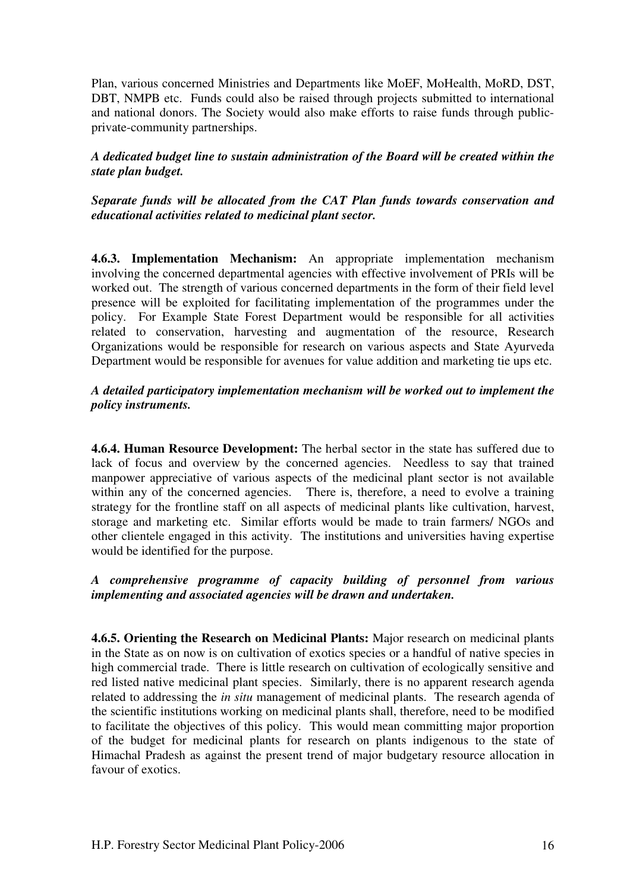Plan, various concerned Ministries and Departments like MoEF, MoHealth, MoRD, DST, DBT, NMPB etc. Funds could also be raised through projects submitted to international and national donors. The Society would also make efforts to raise funds through public-private-community partnerships.

***A dedicated budget line to sustain administration of the Board will be created within the state plan budget.***

***Separate funds will be allocated from the CAT Plan funds towards conservation and educational activities related to medicinal plant sector.***

**4.6.3. Implementation Mechanism:** An appropriate implementation mechanism involving the concerned departmental agencies with effective involvement of PRIs will be worked out. The strength of various concerned departments in the form of their field level presence will be exploited for facilitating implementation of the programmes under the policy. For Example State Forest Department would be responsible for all activities related to conservation, harvesting and augmentation of the resource, Research Organizations would be responsible for research on various aspects and State Ayurveda Department would be responsible for avenues for value addition and marketing tie ups etc.

***A detailed participatory implementation mechanism will be worked out to implement the policy instruments.***

**4.6.4. Human Resource Development:** The herbal sector in the state has suffered due to lack of focus and overview by the concerned agencies. Needless to say that trained manpower appreciative of various aspects of the medicinal plant sector is not available within any of the concerned agencies. There is, therefore, a need to evolve a training strategy for the frontline staff on all aspects of medicinal plants like cultivation, harvest, storage and marketing etc. Similar efforts would be made to train farmers/ NGOs and other clientele engaged in this activity. The institutions and universities having expertise would be identified for the purpose.

***A comprehensive programme of capacity building of personnel from various implementing and associated agencies will be drawn and undertaken.***

**4.6.5. Orienting the Research on Medicinal Plants:** Major research on medicinal plants in the State as on now is on cultivation of exotics species or a handful of native species in high commercial trade. There is little research on cultivation of ecologically sensitive and red listed native medicinal plant species. Similarly, there is no apparent research agenda related to addressing the *in situ* management of medicinal plants. The research agenda of the scientific institutions working on medicinal plants shall, therefore, need to be modified to facilitate the objectives of this policy. This would mean committing major proportion of the budget for medicinal plants for research on plants indigenous to the state of Himachal Pradesh as against the present trend of major budgetary resource allocation in favour of exotics.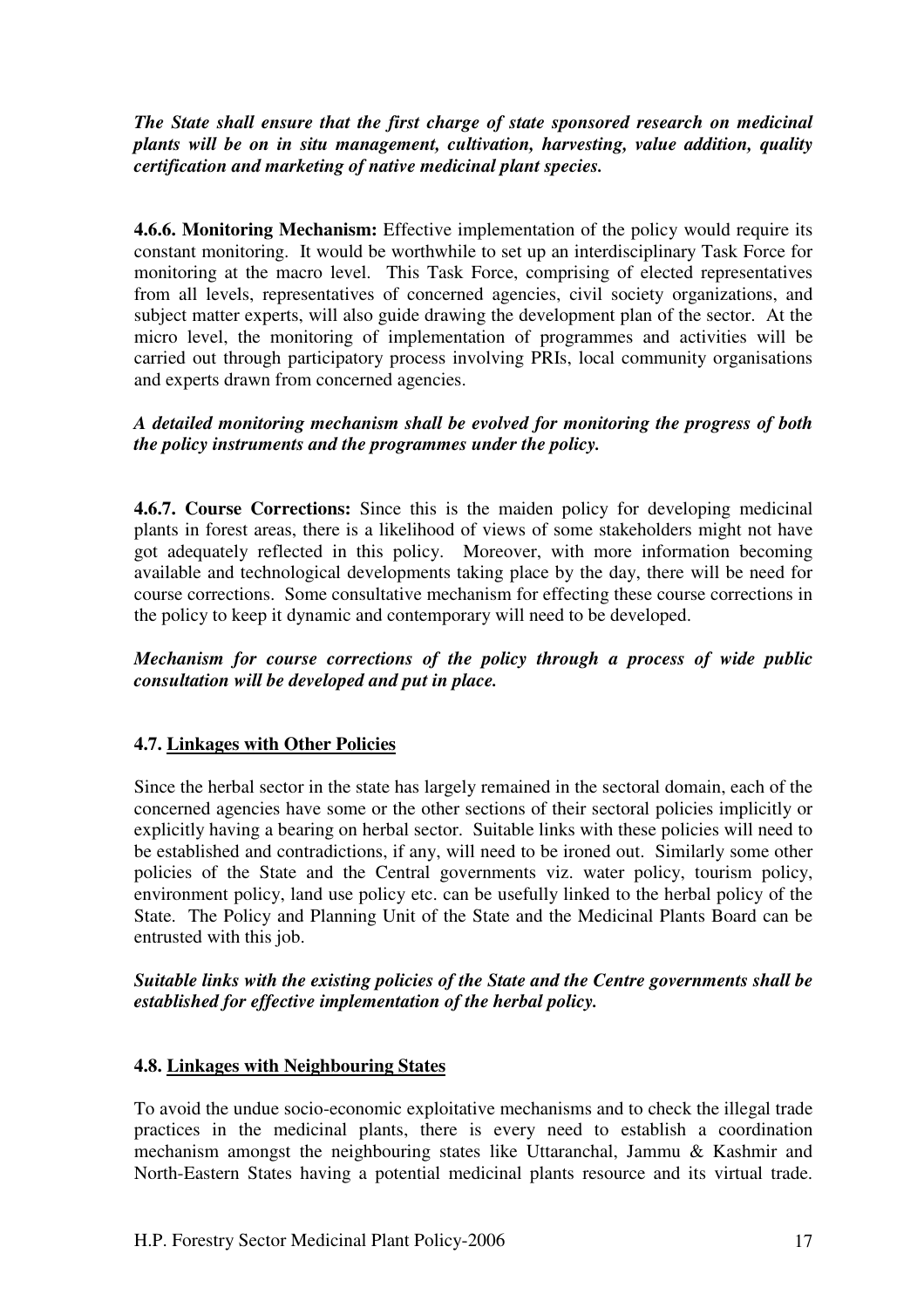***The State shall ensure that the first charge of state sponsored research on medicinal plants will be on in situ management, cultivation, harvesting, value addition, quality certification and marketing of native medicinal plant species.***

**4.6.6. Monitoring Mechanism:** Effective implementation of the policy would require its constant monitoring. It would be worthwhile to set up an interdisciplinary Task Force for monitoring at the macro level. This Task Force, comprising of elected representatives from all levels, representatives of concerned agencies, civil society organizations, and subject matter experts, will also guide drawing the development plan of the sector. At the micro level, the monitoring of implementation of programmes and activities will be carried out through participatory process involving PRIs, local community organisations and experts drawn from concerned agencies.

***A detailed monitoring mechanism shall be evolved for monitoring the progress of both the policy instruments and the programmes under the policy.***

**4.6.7. Course Corrections:** Since this is the maiden policy for developing medicinal plants in forest areas, there is a likelihood of views of some stakeholders might not have got adequately reflected in this policy. Moreover, with more information becoming available and technological developments taking place by the day, there will be need for course corrections. Some consultative mechanism for effecting these course corrections in the policy to keep it dynamic and contemporary will need to be developed.

***Mechanism for course corrections of the policy through a process of wide public consultation will be developed and put in place.***

### 4.7. Linkages with Other Policies

Since the herbal sector in the state has largely remained in the sectoral domain, each of the concerned agencies have some or the other sections of their sectoral policies implicitly or explicitly having a bearing on herbal sector. Suitable links with these policies will need to be established and contradictions, if any, will need to be ironed out. Similarly some other policies of the State and the Central governments viz. water policy, tourism policy, environment policy, land use policy etc. can be usefully linked to the herbal policy of the State. The Policy and Planning Unit of the State and the Medicinal Plants Board can be entrusted with this job.

***Suitable links with the existing policies of the State and the Centre governments shall be established for effective implementation of the herbal policy.***

### 4.8. Linkages with Neighbouring States

To avoid the undue socio-economic exploitative mechanisms and to check the illegal trade practices in the medicinal plants, there is every need to establish a coordination mechanism amongst the neighbouring states like Uttaranchal, Jammu & Kashmir and North-Eastern States having a potential medicinal plants resource and its virtual trade.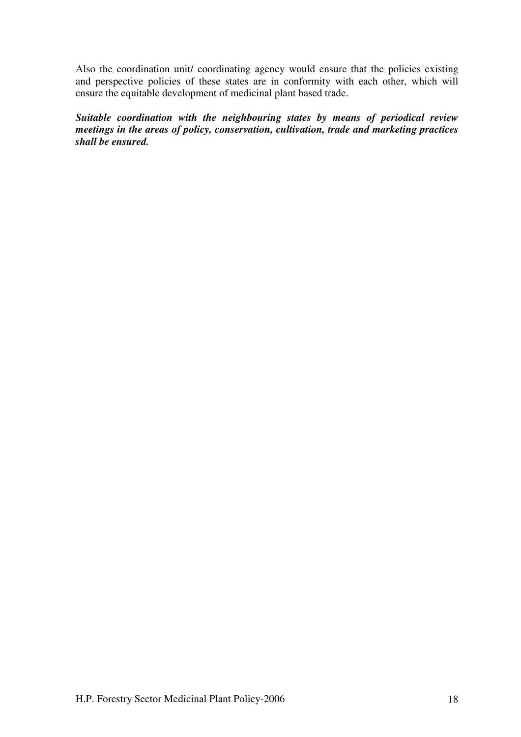Also the coordination unit/ coordinating agency would ensure that the policies existing and perspective policies of these states are in conformity with each other, which will ensure the equitable development of medicinal plant based trade.

***Suitable coordination with the neighbouring states by means of periodical review meetings in the areas of policy, conservation, cultivation, trade and marketing practices shall be ensured.***